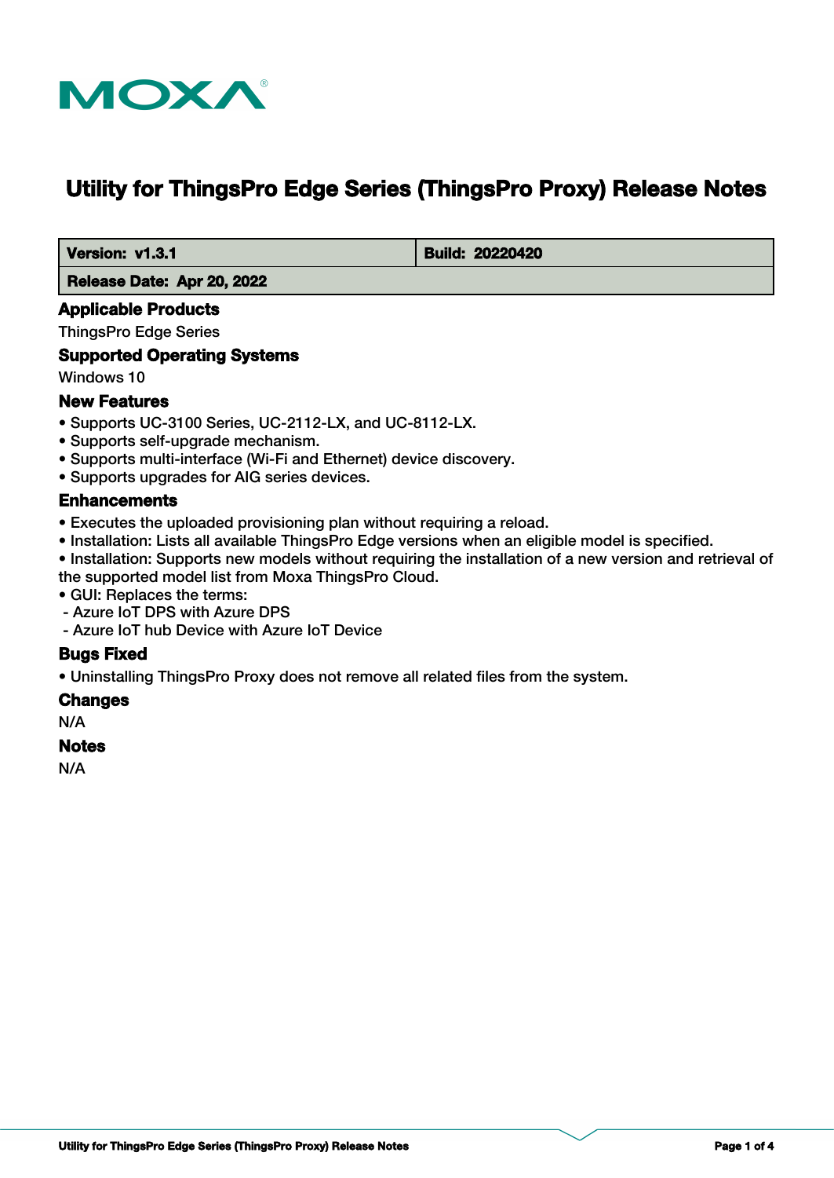# Utility for ThingsPro Edge Series (ThingsPro Proxy) Release Notes

| **Version: v1.3.1** | **Build: 20220420** |
| --- | --- |
| **Release Date: Apr 20, 2022** | |

## Applicable Products

ThingsPro Edge Series

## Supported Operating Systems

Windows 10

## New Features

- Supports UC-3100 Series, UC-2112-LX, and UC-8112-LX.
- Supports self-upgrade mechanism.
- Supports multi-interface (Wi-Fi and Ethernet) device discovery.
- Supports upgrades for AIG series devices.

## Enhancements

- Executes the uploaded provisioning plan without requiring a reload.
- Installation: Lists all available ThingsPro Edge versions when an eligible model is specified.
- Installation: Supports new models without requiring the installation of a new version and retrieval of the supported model list from Moxa ThingsPro Cloud.
- GUI: Replaces the terms:
  - Azure IoT DPS with Azure DPS
  - Azure IoT hub Device with Azure IoT Device

## Bugs Fixed

- Uninstalling ThingsPro Proxy does not remove all related files from the system.

## Changes

N/A

## Notes

N/A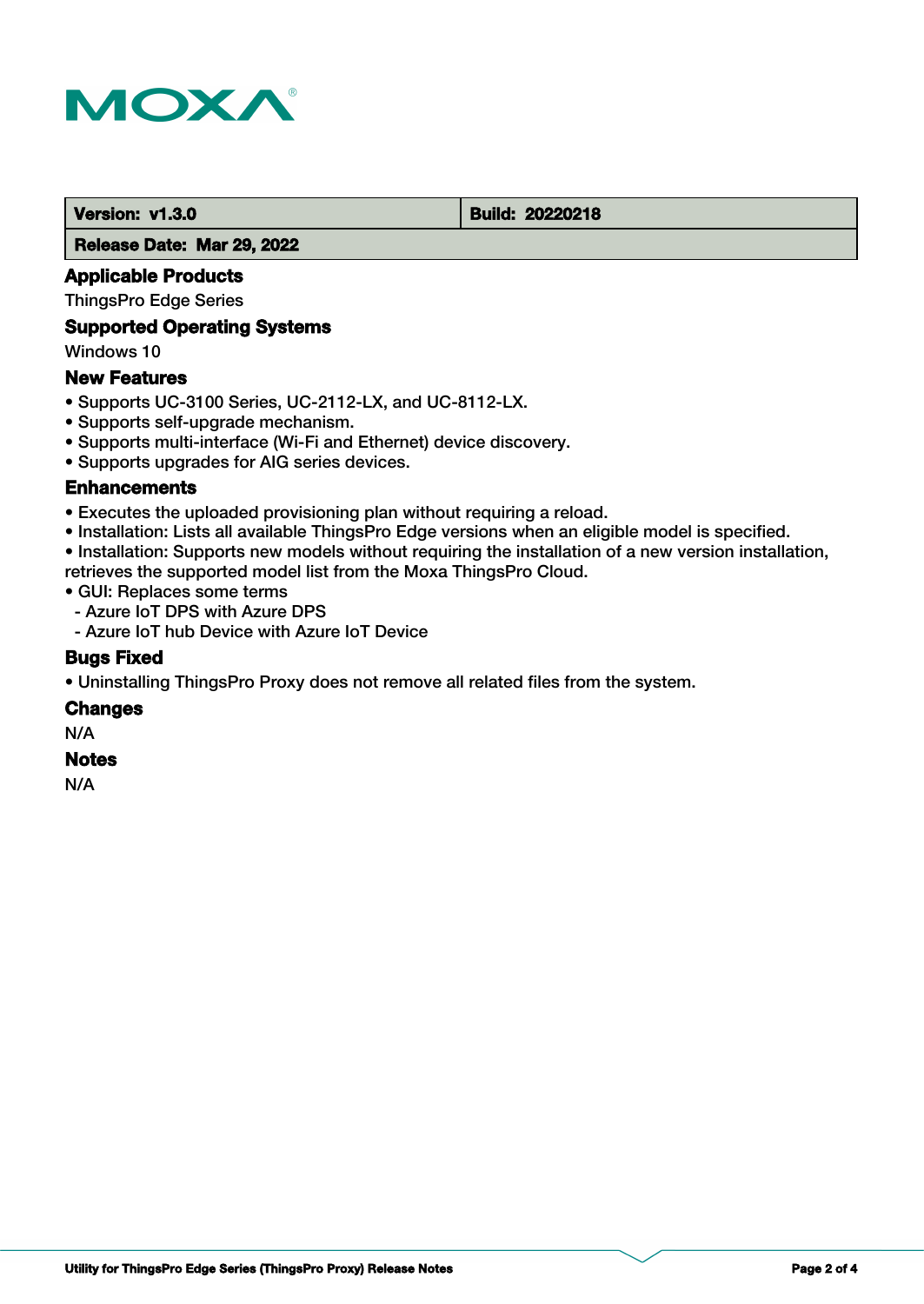| Version: v1.3.0 | Build: 20220218 |
| --- | --- |
| Release Date: Mar 29, 2022 | |

### Applicable Products

ThingsPro Edge Series

### Supported Operating Systems

Windows 10

### New Features

- Supports UC-3100 Series, UC-2112-LX, and UC-8112-LX.
- Supports self-upgrade mechanism.
- Supports multi-interface (Wi-Fi and Ethernet) device discovery.
- Supports upgrades for AIG series devices.

### Enhancements

- Executes the uploaded provisioning plan without requiring a reload.
- Installation: Lists all available ThingsPro Edge versions when an eligible model is specified.
- Installation: Supports new models without requiring the installation of a new version installation, retrieves the supported model list from the Moxa ThingsPro Cloud.
- GUI: Replaces some terms
  - Azure IoT DPS with Azure DPS
  - Azure IoT hub Device with Azure IoT Device

### Bugs Fixed

- Uninstalling ThingsPro Proxy does not remove all related files from the system.

### Changes

N/A

### Notes

N/A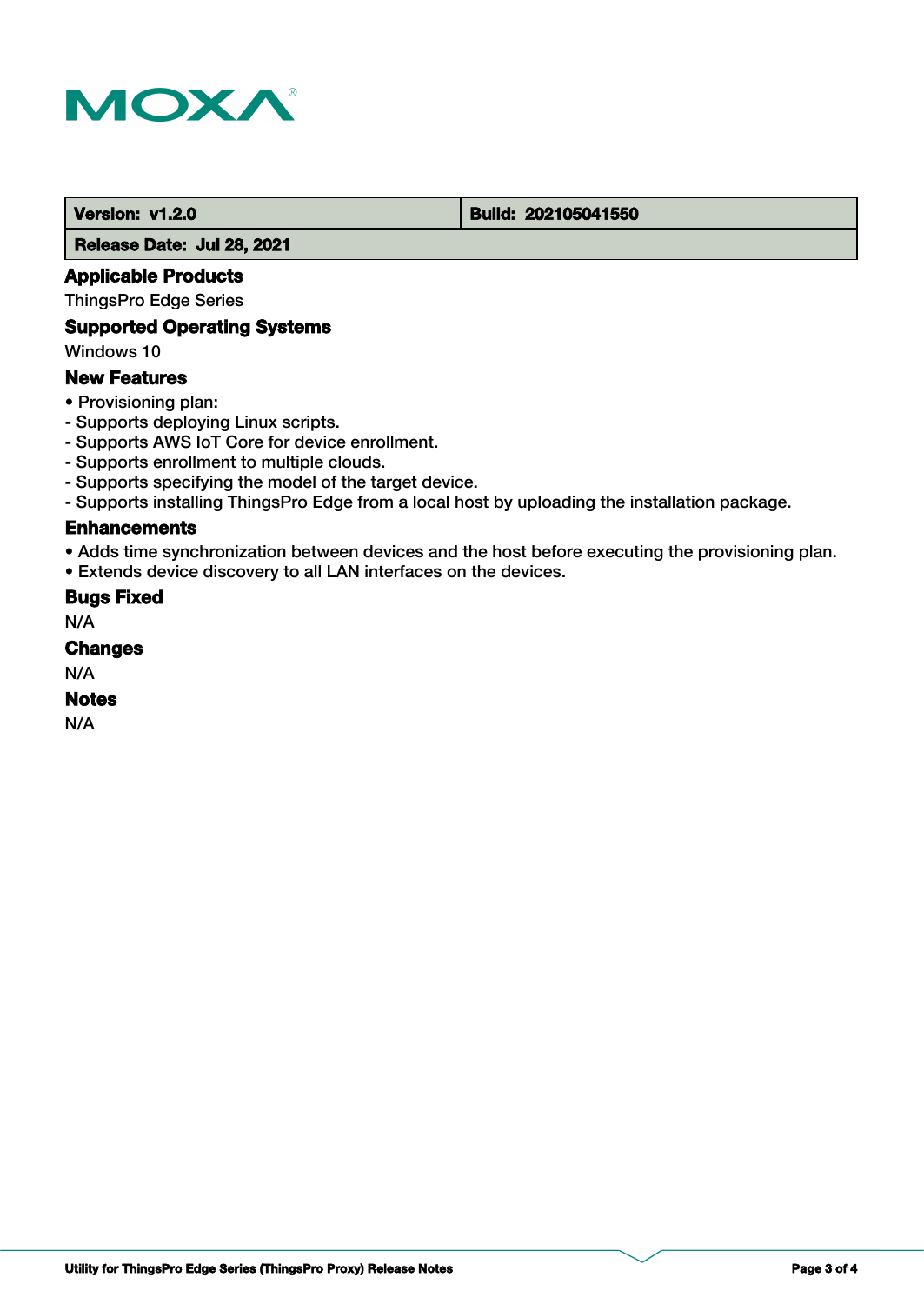| Version: v1.2.0 | Build: 202105041550 |
| --- | --- |
| Release Date: Jul 28, 2021 | |

### Applicable Products

ThingsPro Edge Series

### Supported Operating Systems

Windows 10

### New Features

• Provisioning plan:
- Supports deploying Linux scripts.
- Supports AWS IoT Core for device enrollment.
- Supports enrollment to multiple clouds.
- Supports specifying the model of the target device.
- Supports installing ThingsPro Edge from a local host by uploading the installation package.

### Enhancements

• Adds time synchronization between devices and the host before executing the provisioning plan.
• Extends device discovery to all LAN interfaces on the devices.

### Bugs Fixed

N/A

### Changes

N/A

### Notes

N/A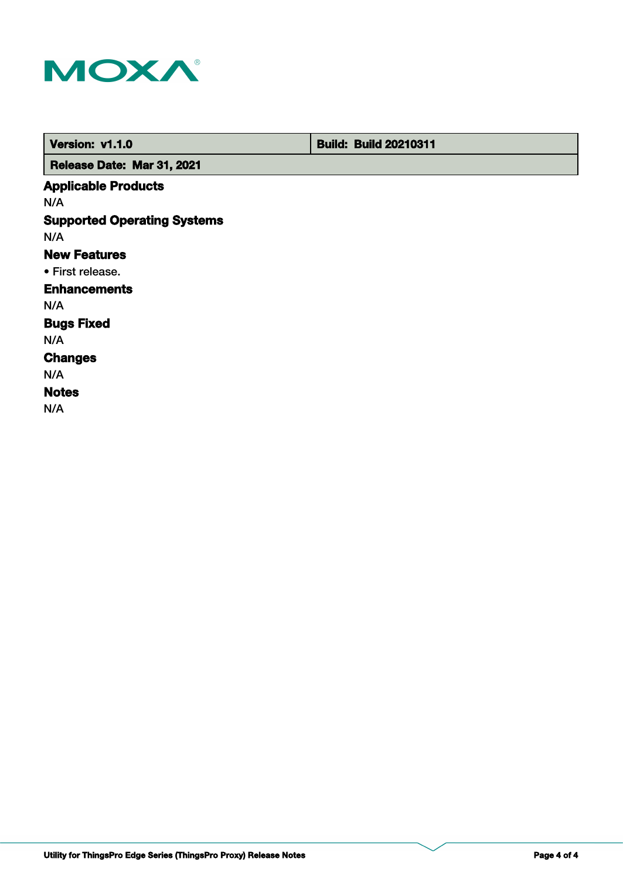| Version: v1.1.0 | Build: Build 20210311 |
| --- | --- |
| Release Date: Mar 31, 2021 | |

### Applicable Products

N/A

### Supported Operating Systems

N/A

### New Features

- First release.

### Enhancements

N/A

### Bugs Fixed

N/A

### Changes

N/A

### Notes

N/A